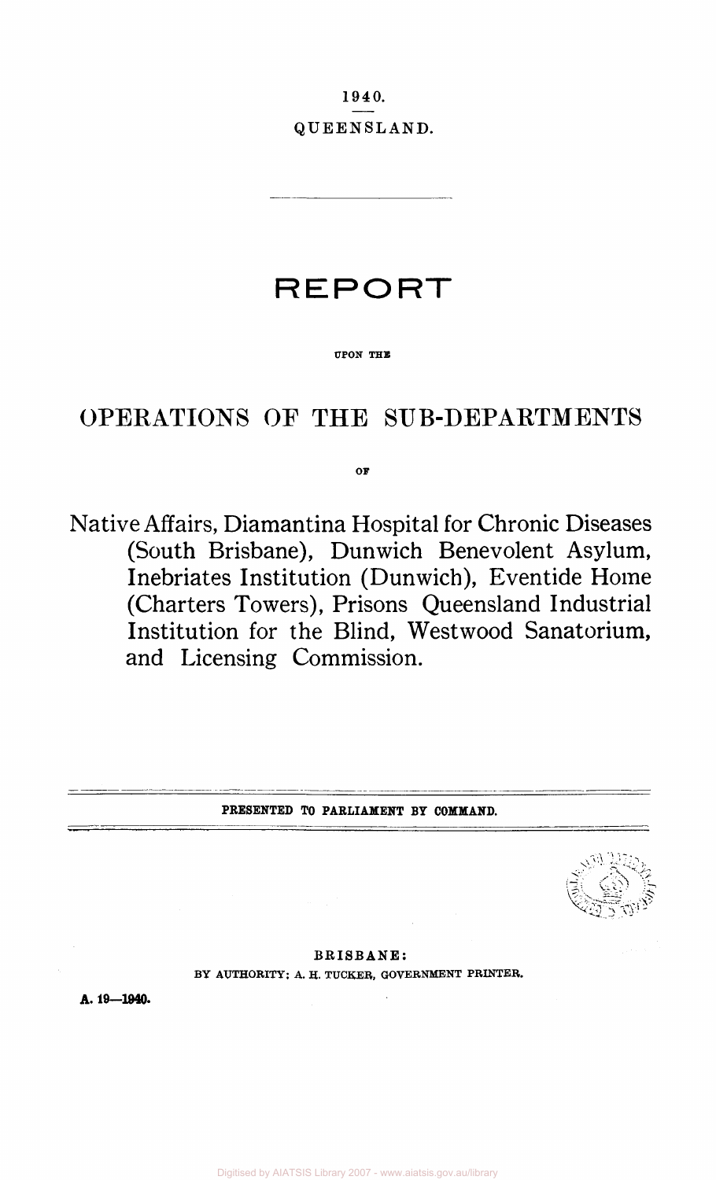1940.

QUEENSLAND.

# REPORT

UPON THE

## OPERATIONS OF THE SUB-DEPARTMENTS

OF

Native Affairs, Diamantina Hospital for Chronic Diseases (South Brisbane), Dunwich Benevolent Asylum, Inebriates Institution (Dunwich), Eventide Home (Charters Towers), Prisons Queensland Industrial Institution for the Blind, Westwood Sanatorium, and Licensing Commission.

**PRESENTED TO PARLIAMENT BY COMMAND.**

BRISBANE:

BY AUTHORITY; A. H. TUCKER, GOVERNMENT PRINTER.

**A. 19—1940.**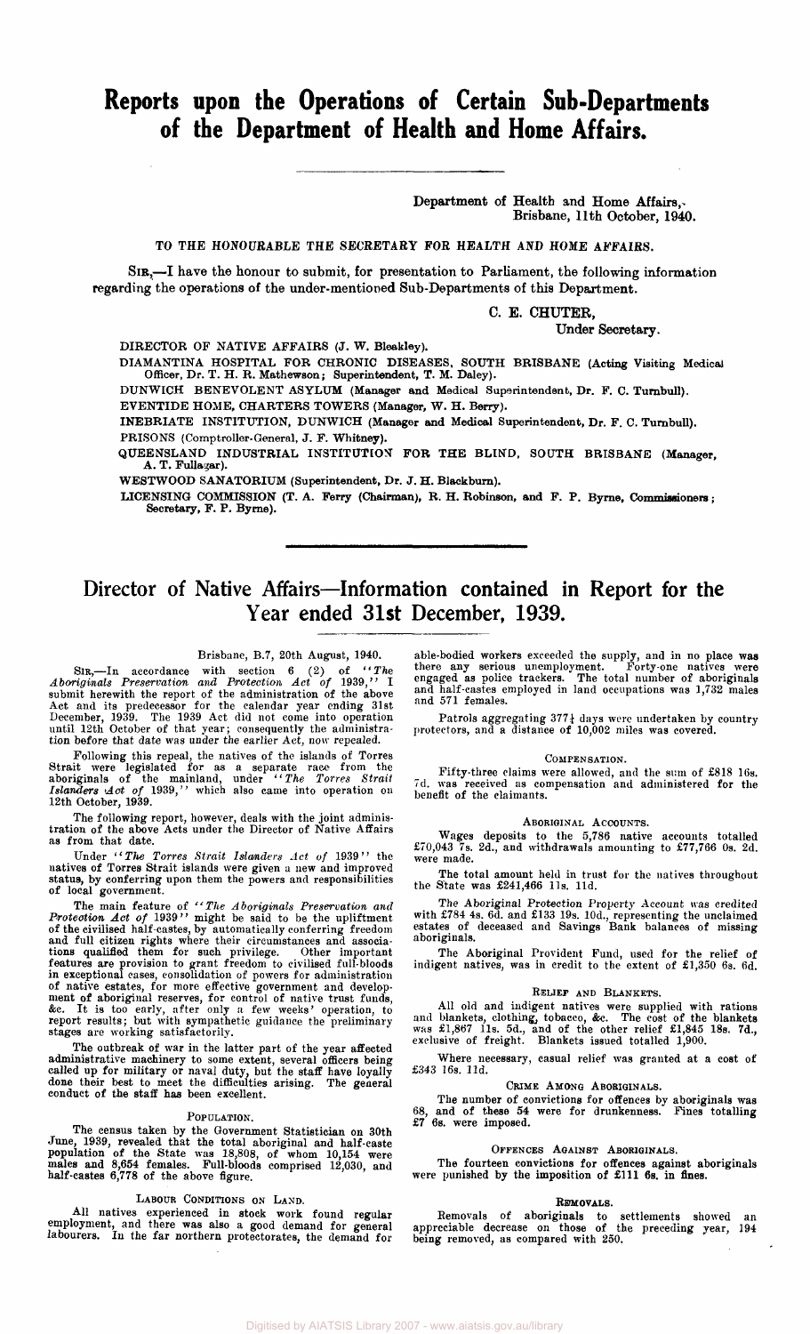# Reports upon the Operations of Certain Sub-Departments of the Department of Health and Home Affairs.

Department of Health and Home Affairs,
Brisbane, 11th October, 1940.

TO THE HONOURABLE THE SECRETARY FOR HEALTH AND HOME AFFAIRS.

SIR,—I have the honour to submit, for presentation to Parliament, the following information regarding the operations of the under-mentioned Sub-Departments of this Department.

C. E. CHUTER,
Under Secretary.

DIRECTOR OF NATIVE AFFAIRS (J. W. Bleakley).

DIAMANTINA HOSPITAL FOR CHRONIC DISEASES, SOUTH BRISBANE (Acting Visiting Medical Officer, Dr. T. H. R. Mathewson; Superintendent, T. M. Daley).

DUNWICH BENEVOLENT ASYLUM (Manager and Medical Superintendent, Dr. F. C. Turnbull).

EVENTIDE HOME, CHARTERS TOWERS (Manager, W. H. Berry).

INEBRIATE INSTITUTION, DUNWICH (Manager and Medical Superintendent, Dr. F. C. Turnbull).

PRISONS (Comptroller-General, J. F. Whitney).

QUEENSLAND INDUSTRIAL INSTITUTION FOR THE BLIND, SOUTH BRISBANE (Manager, A. T. Fullagar).

WESTWOOD SANATORIUM (Superintendent, Dr. J. H. Blackburn).

LICENSING COMMISSION (T. A. Ferry (Chairman), R. H. Robinson, and F. P. Byrne, Commissioners; Secretary, F. P. Byrne).

## Director of Native Affairs—Information contained in Report for the Year ended 31st December, 1939.

Brisbane, B.7, 20th August, 1940.

SIR,—In accordance with section 6 (2) of "*The Aboriginals Preservation and Protection Act of* 1939," I submit herewith the report of the administration of the above Act and its predecessor for the calendar year ending 31st December, 1939. The 1939 Act did not come into operation until 12th October of that year; consequently the administration before that date was under the earlier Act, now repealed.

Following this repeal, the natives of the islands of Torres Strait were legislated for as a separate race from the aboriginals of the mainland, under "*The Torres Strait Islanders Act of* 1939," which also came into operation on 12th October, 1939.

The following report, however, deals with the joint administration of the above Acts under the Director of Native Affairs as from that date.

Under "*The Torres Strait Islanders Act of* 1939" the natives of Torres Strait islands were given a new and improved status, by conferring upon them the powers and responsibilities of local government.

The main feature of "*The Aboriginals Preservation and Protection Act of* 1939" might be said to be the upliftment of the civilised half-castes, by automatically conferring freedom and full citizen rights where their circumstances and associations qualified them for such privilege. Other important features are provision to grant freedom to civilised full-bloods in exceptional cases, consolidation of powers for administration of native estates, for more effective government and development of aboriginal reserves, for control of native trust funds, &c. It is too early, after only a few weeks' operation, to report results; but with sympathetic guidance the preliminary stages are working satisfactorily.

The outbreak of war in the latter part of the year affected administrative machinery to some extent, several officers being called up for military or naval duty, but the staff have loyally done their best to meet the difficulties arising. The general conduct of the staff has been excellent.

### POPULATION.

The census taken by the Government Statistician on 30th June, 1939, revealed that the total aboriginal and half-caste population of the State was 18,808, of whom 10,154 were males and 8,654 females. Full-bloods comprised 12,030, and half-castes 6,778 of the above figure.

### LABOUR CONDITIONS ON LAND.

All natives experienced in stock work found regular employment, and there was also a good demand for general labourers. In the far northern protectorates, the demand for able-bodied workers exceeded the supply, and in no place was there any serious unemployment. Forty-one natives were engaged as police trackers. The total number of aboriginals and half-castes employed in land occupations was 1,732 males and 571 females.

Patrols aggregating 377½ days were undertaken by country protectors, and a distance of 10,002 miles was covered.

### COMPENSATION.

Fifty-three claims were allowed, and the sum of £818 16s. 7d. was received as compensation and administered for the benefit of the claimants.

### ABORIGINAL ACCOUNTS.

Wages deposits to the 5,786 native accounts totalled £70,043 7s. 2d., and withdrawals amounting to £77,766 0s. 2d. were made.

The total amount held in trust for the natives throughout the State was £241,466 11s. 11d.

The Aboriginal Protection Property Account was credited with £784 4s. 6d. and £133 19s. 10d., representing the unclaimed estates of deceased and Savings Bank balances of missing aboriginals.

The Aboriginal Provident Fund, used for the relief of indigent natives, was in credit to the extent of £1,350 6s. 6d.

### RELIEF AND BLANKETS.

All old and indigent natives were supplied with rations and blankets, clothing, tobacco, &c. The cost of the blankets was £1,867 11s. 5d., and of the other relief £1,845 18s. 7d., exclusive of freight. Blankets issued totalled 1,900.

Where necessary, casual relief was granted at a cost of £343 16s. 11d.

### CRIME AMONG ABORIGINALS.

The number of convictions for offences by aboriginals was 68, and of these 54 were for drunkenness. Fines totalling £7 6s. were imposed.

### OFFENCES AGAINST ABORIGINALS.

The fourteen convictions for offences against aboriginals were punished by the imposition of £111 6s. in fines.

### REMOVALS.

Removals of aboriginals to settlements showed an appreciable decrease on those of the preceding year, 194 being removed, as compared with 250.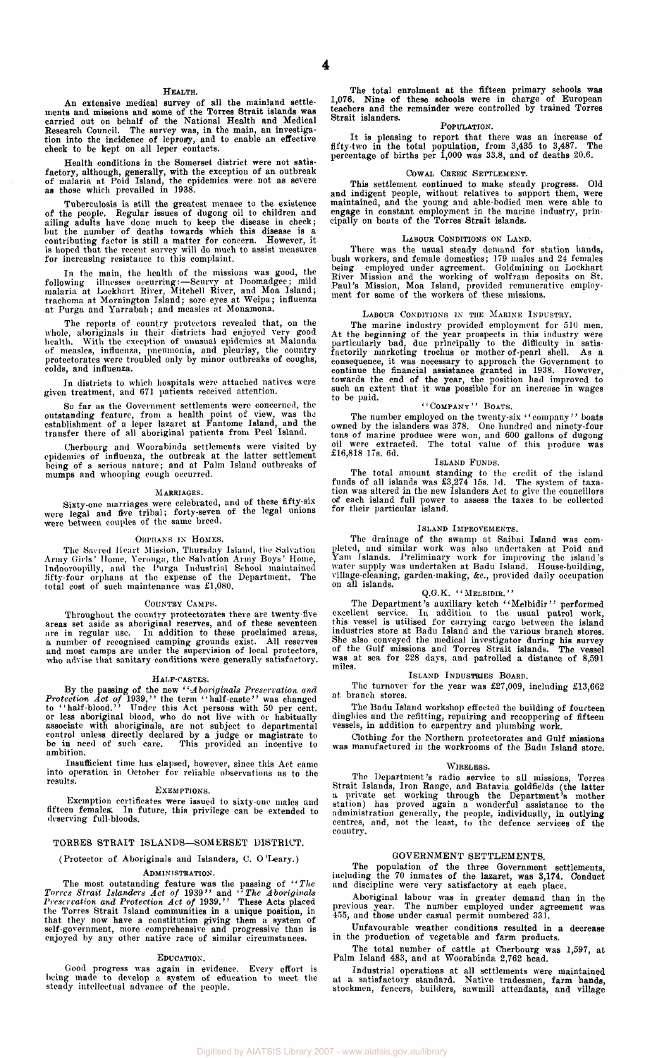### HEALTH.

An extensive medical survey of all the mainland settlements and missions and some of the Torres Strait islands was carried out on behalf of the National Health and Medical Research Council. The survey was, in the main, an investigation into the incidence of leprosy, and to enable an effective check to be kept on all leper contacts.

Health conditions in the Somerset district were not satisfactory, although, generally, with the exception of an outbreak of malaria at Poid Island, the epidemics were not as severe as those which prevailed in 1938.

Tuberculosis is still the greatest menace to the existence of the people. Regular issues of dugong oil to children and ailing adults have done much to keep the disease in check; but the number of deaths towards which this disease is a contributing factor is still a matter for concern. However, it is hoped that the recent survey will do much to assist measures for increasing resistance to this complaint.

In the main, the health of the missions was good, the following illnesses occurring:—Scurvy at Doomadgee; mild malaria at Lockhart River, Mitchell River, and Moa Island; trachoma at Mornington Island; sore eyes at Weipa; influenza at Purga and Yarrabah; and measles at Monamona.

The reports of country protectors revealed that, on the whole, aboriginals in their districts had enjoyed very good health. With the exception of unusual epidemics at Malanda of measles, influenza, pneumonia, and pleurisy, the country protectorates were troubled only by minor outbreaks of coughs, colds, and influenza.

In districts to which hospitals were attached natives were given treatment, and 671 patients received attention.

So far as the Government settlements were concerned, the outstanding feature, from a health point of view, was the establishment of a leper lazaret at Fantome Island, and the transfer there of all aboriginal patients from Peel Island.

Cherbourg and Woorabinda settlements were visited by epidemics of influenza, the outbreak at the latter settlement being of a serious nature; and at Palm Island outbreaks of mumps and whooping cough occurred.

### MARRIAGES.

Sixty-one marriages were celebrated, and of these fifty-six were legal and five tribal; forty-seven of the legal unions were between couples of the same breed.

### ORPHANS IN HOMES.

The Sacred Heart Mission, Thursday Island, the Salvation Army Girls' Home, Yeronga, the Salvation Army Boys' Home, Indooroopilly, and the Purga Industrial School maintained fifty-four orphans at the expense of the Department. The total cost of such maintenance was £1,080.

### COUNTRY CAMPS.

Throughout the country protectorates there are twenty-five areas set aside as aboriginal reserves, and of these seventeen are in regular use. In addition to these proclaimed areas, a number of recognised camping grounds exist. All reserves and most camps are under the supervision of local protectors, who advise that sanitary conditions were generally satisfactory.

### HALF-CASTES.

By the passing of the new "*Aboriginals Preservation and Protection Act of* 1939," the term "half-caste" was changed to "half-blood." Under this Act persons with 50 per cent. or less aboriginal blood, who do not live with or habitually associate with aboriginals, are not subject to departmental control unless directly declared by a judge or magistrate to be in need of such care. This provided an incentive to ambition.

Insufficient time has elapsed, however, since this Act came into operation in October for reliable observations as to the results.

### EXEMPTIONS.

Exemption certificates were issued to sixty-one males and fifteen females. In future, this privilege can be extended to deserving full-bloods.

## TORRES STRAIT ISLANDS—SOMERSET DISTRICT.

(Protector of Aboriginals and Islanders, C. O'Leary.)

### ADMINISTRATION.

The most outstanding feature was the passing of "*The Torres Strait Islanders Act of* 1939" and "*The Aboriginals Preservation and Protection Act of* 1939." These Acts placed the Torres Strait Island communities in a unique position, in that they now have a constitution giving them a system of self-government, more comprehensive and progressive than is enjoyed by any other native race of similar circumstances.

### EDUCATION.

Good progress was again in evidence. Every effort is being made to develop a system of education to meet the steady intellectual advance of the people.

The total enrolment at the fifteen primary schools was 1,076. Nine of these schools were in charge of European teachers and the remainder were controlled by trained Torres Strait islanders.

### POPULATION.

It is pleasing to report that there was an increase of fifty-two in the total population, from 3,435 to 3,487. The percentage of births per 1,000 was 33.8, and of deaths 20.6.

### COWAL CREEK SETTLEMENT.

This settlement continued to make steady progress. Old and indigent people, without relatives to support them, were maintained, and the young and able-bodied men were able to engage in constant employment in the marine industry, principally on boats of the Torres Strait islands.

### LABOUR CONDITIONS ON LAND.

There was the usual steady demand for station hands, bush workers, and female domestics; 179 males and 24 females being employed under agreement. Goldmining on Lockhart River Mission and the working of wolfram deposits on St. Paul's Mission, Moa Island, provided remunerative employment for some of the workers of these missions.

### LABOUR CONDITIONS IN THE MARINE INDUSTRY.

The marine industry provided employment for 510 men. At the beginning of the year prospects in this industry were particularly bad, due principally to the difficulty in satisfactorily marketing trochus or mother-of-pearl shell. As a consequence, it was necessary to approach the Government to continue the financial assistance granted in 1938. However, towards the end of the year, the position had improved to such an extent that it was possible for an increase in wages to be paid.

### "COMPANY" BOATS.

The number employed on the twenty-six "company" boats owned by the islanders was 378. One hundred and ninety-four tons of marine produce were won, and 600 gallons of dugong oil were extracted. The total value of this produce was £16,818 17s. 6d.

### ISLAND FUNDS.

The total amount standing to the credit of the island funds of all islands was £3,274 15s. 1d. The system of taxation was altered in the new Islanders Act to give the councillors of each island full power to assess the taxes to be collected for their particular island.

### ISLAND IMPROVEMENTS.

The drainage of the swamp at Saibai Island was completed, and similar work was also undertaken at Poid and Yam Islands. Preliminary work for improving the island's water supply was undertaken at Badu Island. House-building, village-cleaning, garden-making, &c., provided daily occupation on all islands.

### Q.G.K. "MELBIDIR."

The Department's auxiliary ketch "Melbidir" performed excellent service. In addition to the usual patrol work, this vessel is utilised for carrying cargo between the island industries store at Badu Island and the various branch stores. She also conveyed the medical investigator during his survey of the Gulf missions and Torres Strait islands. The vessel was at sea for 228 days, and patrolled a distance of 8,591 miles.

### ISLAND INDUSTRIES BOARD.

The turnover for the year was £27,009, including £13,662 at branch stores.

The Badu Island workshop effected the building of fourteen dinghies and the refitting, repairing and recoppering of fifteen vessels, in addition to carpentry and plumbing work.

Clothing for the Northern protectorates and Gulf missions was manufactured in the workrooms of the Badu Island store.

### WIRELESS.

The Department's radio service to all missions, Torres Strait Islands, Iron Range, and Batavia goldfields (the latter a private set working through the Department's mother station) has proved again a wonderful assistance to the administration generally, the people, individually, in outlying centres, and, not the least, to the defence services of the country.

## GOVERNMENT SETTLEMENTS.

The population of the three Government settlements, including the 70 inmates of the lazaret, was 3,174. Conduct and discipline were very satisfactory at each place.

Aboriginal labour was in greater demand than in the previous year. The number employed under agreement was 455, and those under casual permit numbered 331.

Unfavourable weather conditions resulted in a decrease in the production of vegetable and farm products.

The total number of cattle at Cherbourg was 1,597, at Palm Island 483, and at Woorabinda 2,762 head.

Industrial operations at all settlements were maintained at a satisfactory standard. Native tradesmen, farm hands, stockmen, fencers, builders, sawmill attendants, and village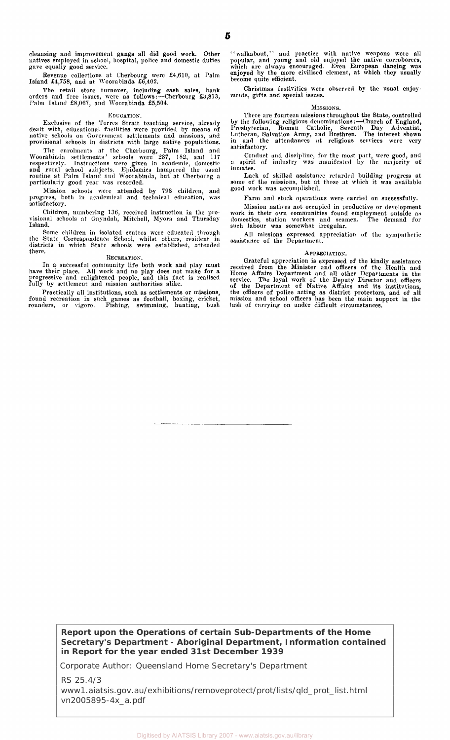cleansing and improvement gangs all did good work. Other natives employed in school, hospital, police and domestic duties gave equally good service.

Revenue collections at Cherbourg were £4,610, at Palm Island £4,758, and at Woorabinda £6,402.

The retail store turnover, including cash sales, bank orders and free issues, were as follows:—Cherbourg £3,813, Palm Island £8,067, and Woorabinda £5,504.

## EDUCATION.

Exclusive of the Torres Strait teaching service, already dealt with, educational facilities were provided by means of native schools on Government settlements and missions, and provisional schools in districts with large native populations.

The enrolments at the Cherbourg, Palm Island and Woorabinda settlements' schools were 237, 182, and 117 respectively. Instructions were given in academic, domestic and rural school subjects. Epidemics hampered the usual routine at Palm Island and Woorabinda, but at Cherbourg a particularly good year was recorded.

Mission schools were attended by 798 children, and progress, both in academical and technical education, was satisfactory.

Children, numbering 136, received instruction in the provisional schools at Gayndah, Mitchell, Myora and Thursday Island.

Some children in isolated centres were educated through the State Correspondence School, whilst others, resident in districts in which State schools were established, attended there.

## RECREATION.

In a successful community life both work and play must have their place. All work and no play does not make for a progressive and enlightened people, and this fact is realised fully by settlement and mission authorities alike.

Practically all institutions, such as settlements or missions, found recreation in such games as football, boxing, cricket, rounders, or vigoro. Fishing, swimming, hunting, bush "walkabout," and practice with native weapons were all popular, and young and old enjoyed the native corroborees, which are always encouraged. Even European dancing was enjoyed by the more civilised element, at which they usually become quite efficient.

Christmas festivities were observed by the usual enjoyments, gifts and special issues.

## MISSIONS.

There are fourteen missions throughout the State, controlled by the following religious denominations:—Church of England, Presbyterian, Roman Catholic, Seventh Day Adventist, Lutheran, Salvation Army, and Brethren. The interest shown in and the attendances at religious services were very satisfactory.

Conduct and discipline, for the most part, were good, and a spirit of industry was manifested by the majority of inmates.

Lack of skilled assistance retarded building progress at some of the missions, but at those at which it was available good work was accomplished.

Farm and stock operations were carried on successfully.

Mission natives not occupied in productive or development work in their own communities found employment outside as domestics, station workers and seamen. The demand for such labour was somewhat irregular.

All missions expressed appreciation of the sympathetic assistance of the Department.

## APPRECIATION.

Grateful appreciation is expressed of the kindly assistance received from the Minister and officers of the Health and Home Affairs Department and all other Departments in the service. The loyal work of the Deputy Director and officers of the Department of Native Affairs and its institutions, the officers of police acting as district protectors, and of all mission and school officers has been the main support in the task of carrying on under difficult circumstances.

**Report upon the Operations of certain Sub-Departments of the Home Secretary's Department - Aboriginal Department, Information contained in Report for the year ended 31st December 1939**

Corporate Author: Queensland Home Secretary's Department

RS 25.4/3

www1.aiatsis.gov.au/exhibitions/removeprotect/prot/lists/qld_prot_list.html
vn2005895-4x_a.pdf

Digitised by AIATSIS Library 2007 - www.aiatsis.gov.au/library